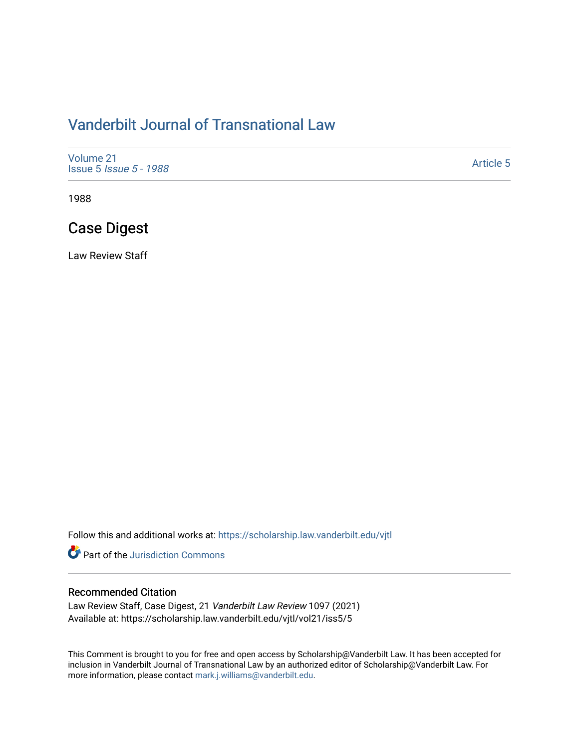# Vanderbilt Journal of Transnational Law

Volume 21
Issue 5 *Issue 5 - 1988*

Article 5

1988

## Case Digest

Law Review Staff

Follow this and additional works at: https://scholarship.law.vanderbilt.edu/vjtl

Part of the Jurisdiction Commons

### Recommended Citation

Law Review Staff, Case Digest, 21 *Vanderbilt Law Review* 1097 (2021)
Available at: https://scholarship.law.vanderbilt.edu/vjtl/vol21/iss5/5

This Comment is brought to you for free and open access by Scholarship@Vanderbilt Law. It has been accepted for inclusion in Vanderbilt Journal of Transnational Law by an authorized editor of Scholarship@Vanderbilt Law. For more information, please contact mark.j.williams@vanderbilt.edu.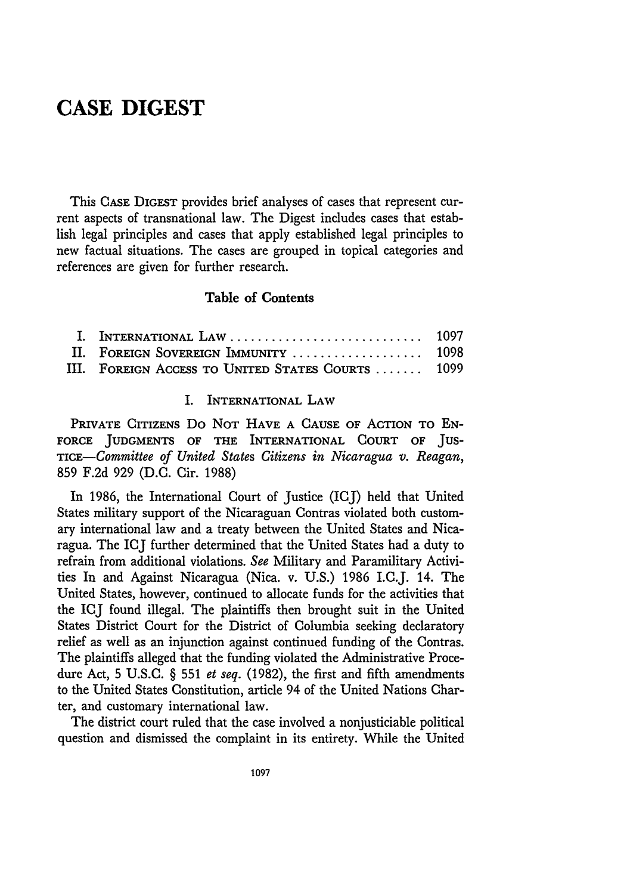# CASE DIGEST

This CASE DIGEST provides brief analyses of cases that represent current aspects of transnational law. The Digest includes cases that establish legal principles and cases that apply established legal principles to new factual situations. The cases are grouped in topical categories and references are given for further research.

### Table of Contents

| | | |
|---|---|---|
| I. | INTERNATIONAL LAW | 1097 |
| II. | FOREIGN SOVEREIGN IMMUNITY | 1098 |
| III. | FOREIGN ACCESS TO UNITED STATES COURTS | 1099 |

## I. INTERNATIONAL LAW

PRIVATE CITIZENS DO NOT HAVE A CAUSE OF ACTION TO ENFORCE JUDGMENTS OF THE INTERNATIONAL COURT OF JUSTICE—*Committee of United States Citizens in Nicaragua v. Reagan*, 859 F.2d 929 (D.C. Cir. 1988)

In 1986, the International Court of Justice (ICJ) held that United States military support of the Nicaraguan Contras violated both customary international law and a treaty between the United States and Nicaragua. The ICJ further determined that the United States had a duty to refrain from additional violations. *See* Military and Paramilitary Activities In and Against Nicaragua (Nica. v. U.S.) 1986 I.C.J. 14. The United States, however, continued to allocate funds for the activities that the ICJ found illegal. The plaintiffs then brought suit in the United States District Court for the District of Columbia seeking declaratory relief as well as an injunction against continued funding of the Contras. The plaintiffs alleged that the funding violated the Administrative Procedure Act, 5 U.S.C. § 551 *et seq.* (1982), the first and fifth amendments to the United States Constitution, article 94 of the United Nations Charter, and customary international law.

The district court ruled that the case involved a nonjusticiable political question and dismissed the complaint in its entirety. While the United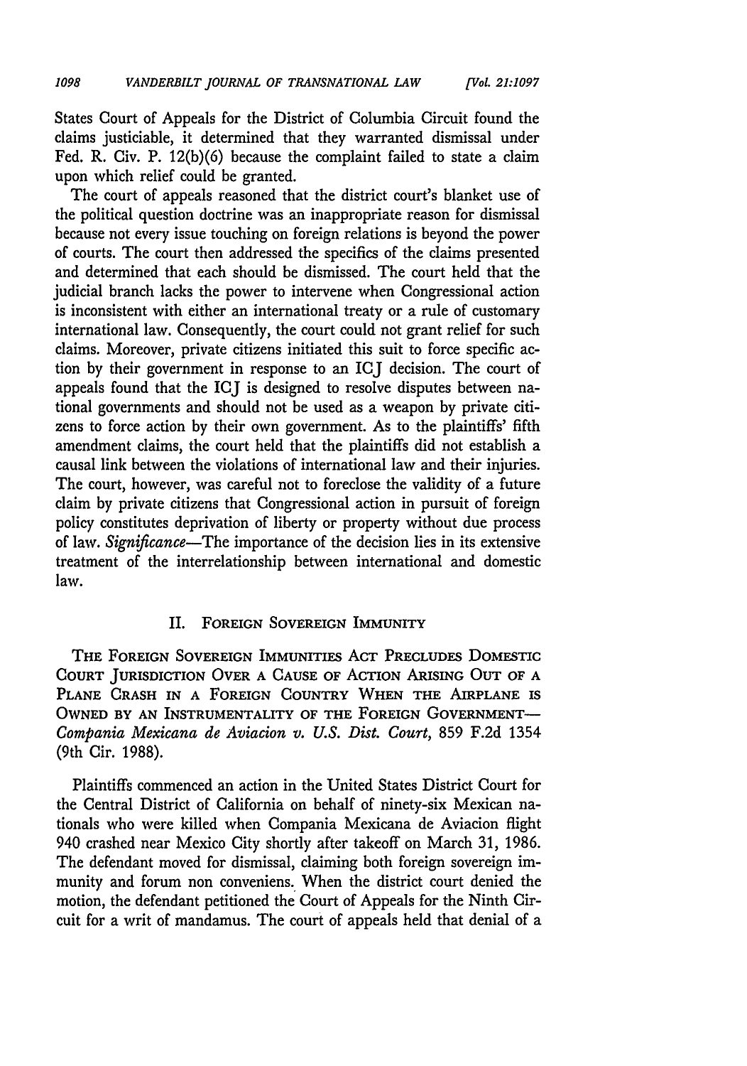States Court of Appeals for the District of Columbia Circuit found the claims justiciable, it determined that they warranted dismissal under Fed. R. Civ. P. 12(b)(6) because the complaint failed to state a claim upon which relief could be granted.

The court of appeals reasoned that the district court's blanket use of the political question doctrine was an inappropriate reason for dismissal because not every issue touching on foreign relations is beyond the power of courts. The court then addressed the specifics of the claims presented and determined that each should be dismissed. The court held that the judicial branch lacks the power to intervene when Congressional action is inconsistent with either an international treaty or a rule of customary international law. Consequently, the court could not grant relief for such claims. Moreover, private citizens initiated this suit to force specific action by their government in response to an ICJ decision. The court of appeals found that the ICJ is designed to resolve disputes between national governments and should not be used as a weapon by private citizens to force action by their own government. As to the plaintiffs' fifth amendment claims, the court held that the plaintiffs did not establish a causal link between the violations of international law and their injuries. The court, however, was careful not to foreclose the validity of a future claim by private citizens that Congressional action in pursuit of foreign policy constitutes deprivation of liberty or property without due process of law. *Significance*—The importance of the decision lies in its extensive treatment of the interrelationship between international and domestic law.

## II. Foreign Sovereign Immunity

THE FOREIGN SOVEREIGN IMMUNITIES ACT PRECLUDES DOMESTIC COURT JURISDICTION OVER A CAUSE OF ACTION ARISING OUT OF A PLANE CRASH IN A FOREIGN COUNTRY WHEN THE AIRPLANE IS OWNED BY AN INSTRUMENTALITY OF THE FOREIGN GOVERNMENT—*Compania Mexicana de Aviacion v. U.S. Dist. Court*, 859 F.2d 1354 (9th Cir. 1988).

Plaintiffs commenced an action in the United States District Court for the Central District of California on behalf of ninety-six Mexican nationals who were killed when Compania Mexicana de Aviacion flight 940 crashed near Mexico City shortly after takeoff on March 31, 1986. The defendant moved for dismissal, claiming both foreign sovereign immunity and forum non conveniens. When the district court denied the motion, the defendant petitioned the Court of Appeals for the Ninth Circuit for a writ of mandamus. The court of appeals held that denial of a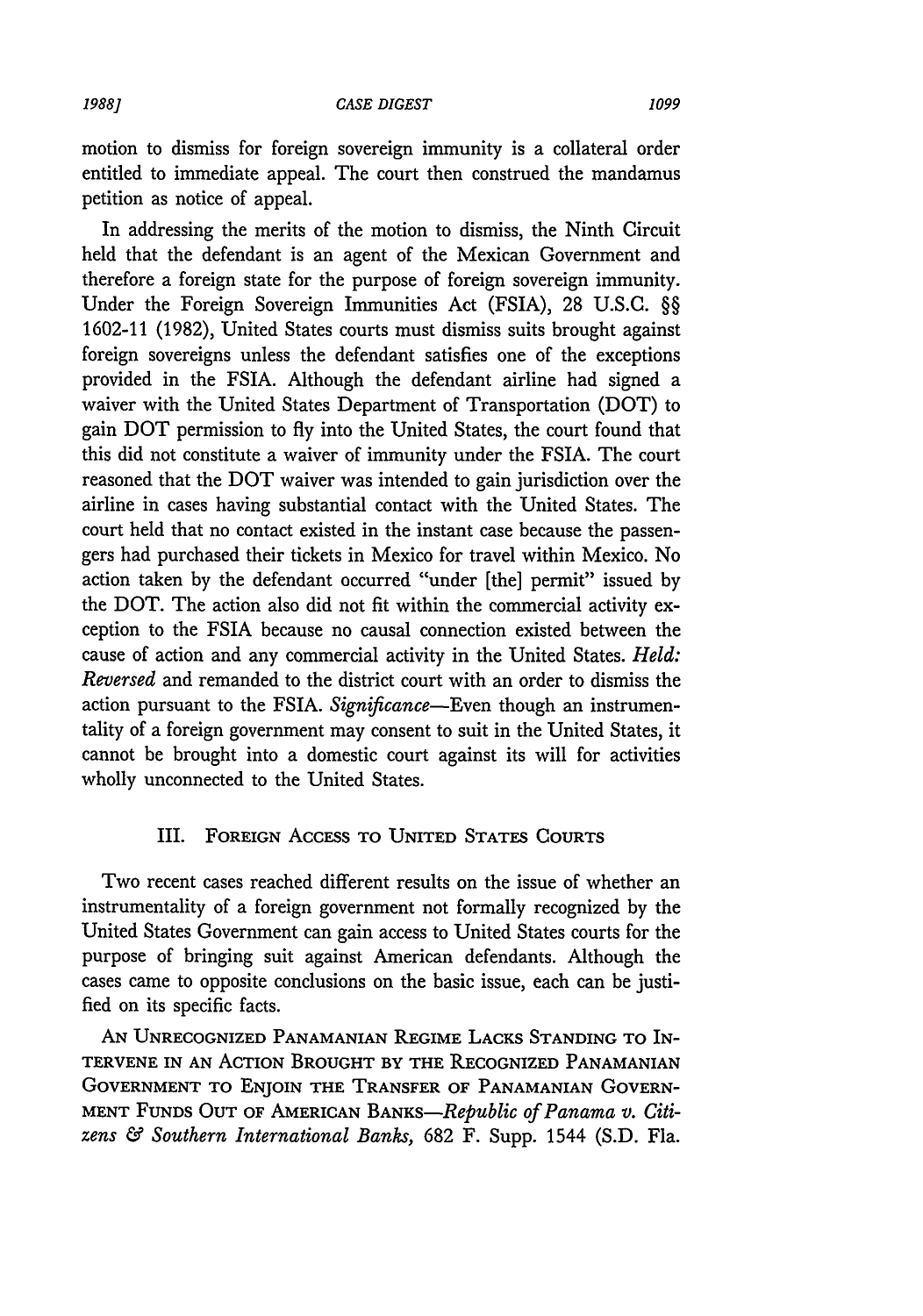motion to dismiss for foreign sovereign immunity is a collateral order entitled to immediate appeal. The court then construed the mandamus petition as notice of appeal.

In addressing the merits of the motion to dismiss, the Ninth Circuit held that the defendant is an agent of the Mexican Government and therefore a foreign state for the purpose of foreign sovereign immunity. Under the Foreign Sovereign Immunities Act (FSIA), 28 U.S.C. §§ 1602-11 (1982), United States courts must dismiss suits brought against foreign sovereigns unless the defendant satisfies one of the exceptions provided in the FSIA. Although the defendant airline had signed a waiver with the United States Department of Transportation (DOT) to gain DOT permission to fly into the United States, the court found that this did not constitute a waiver of immunity under the FSIA. The court reasoned that the DOT waiver was intended to gain jurisdiction over the airline in cases having substantial contact with the United States. The court held that no contact existed in the instant case because the passengers had purchased their tickets in Mexico for travel within Mexico. No action taken by the defendant occurred "under [the] permit" issued by the DOT. The action also did not fit within the commercial activity exception to the FSIA because no causal connection existed between the cause of action and any commercial activity in the United States. *Held: Reversed* and remanded to the district court with an order to dismiss the action pursuant to the FSIA. *Significance*—Even though an instrumentality of a foreign government may consent to suit in the United States, it cannot be brought into a domestic court against its will for activities wholly unconnected to the United States.

## III. Foreign Access to United States Courts

Two recent cases reached different results on the issue of whether an instrumentality of a foreign government not formally recognized by the United States Government can gain access to United States courts for the purpose of bringing suit against American defendants. Although the cases came to opposite conclusions on the basic issue, each can be justified on its specific facts.

An Unrecognized Panamanian Regime Lacks Standing to Intervene in an Action Brought by the Recognized Panamanian Government to Enjoin the Transfer of Panamanian Government Funds Out of American Banks—*Republic of Panama v. Citizens & Southern International Banks,* 682 F. Supp. 1544 (S.D. Fla.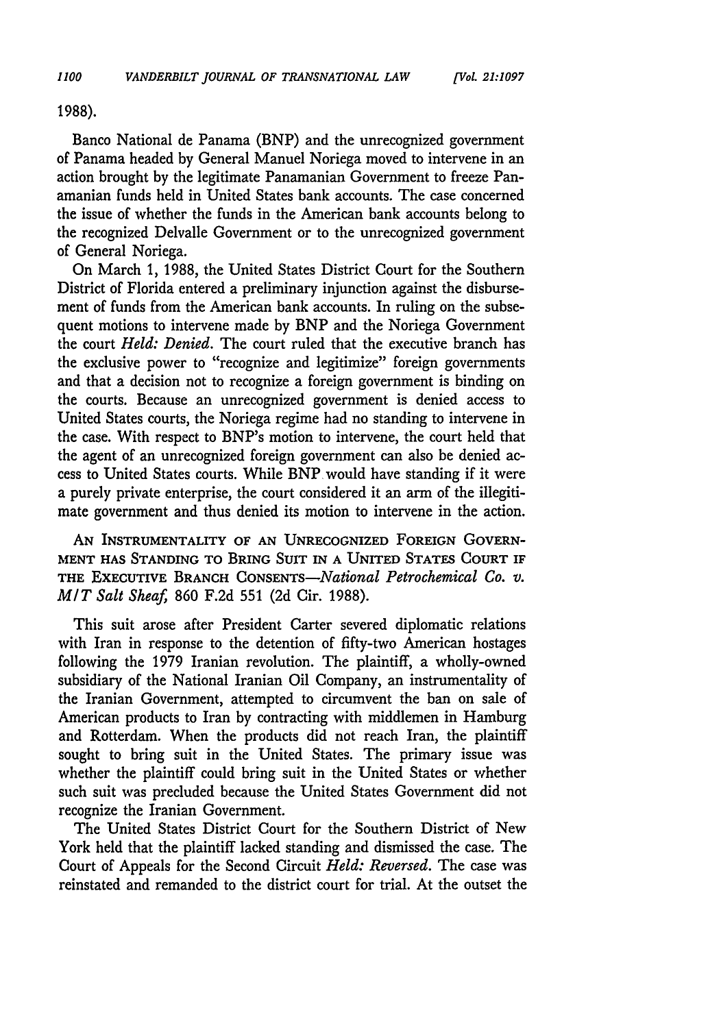1988).

Banco National de Panama (BNP) and the unrecognized government of Panama headed by General Manuel Noriega moved to intervene in an action brought by the legitimate Panamanian Government to freeze Panamanian funds held in United States bank accounts. The case concerned the issue of whether the funds in the American bank accounts belong to the recognized Delvalle Government or to the unrecognized government of General Noriega.

On March 1, 1988, the United States District Court for the Southern District of Florida entered a preliminary injunction against the disbursement of funds from the American bank accounts. In ruling on the subsequent motions to intervene made by BNP and the Noriega Government the court *Held: Denied.* The court ruled that the executive branch has the exclusive power to "recognize and legitimize" foreign governments and that a decision not to recognize a foreign government is binding on the courts. Because an unrecognized government is denied access to United States courts, the Noriega regime had no standing to intervene in the case. With respect to BNP's motion to intervene, the court held that the agent of an unrecognized foreign government can also be denied access to United States courts. While BNP would have standing if it were a purely private enterprise, the court considered it an arm of the illegitimate government and thus denied its motion to intervene in the action.

AN INSTRUMENTALITY OF AN UNRECOGNIZED FOREIGN GOVERNMENT HAS STANDING TO BRING SUIT IN A UNITED STATES COURT IF THE EXECUTIVE BRANCH CONSENTS—*National Petrochemical Co. v. M/T Salt Sheaf,* 860 F.2d 551 (2d Cir. 1988).

This suit arose after President Carter severed diplomatic relations with Iran in response to the detention of fifty-two American hostages following the 1979 Iranian revolution. The plaintiff, a wholly-owned subsidiary of the National Iranian Oil Company, an instrumentality of the Iranian Government, attempted to circumvent the ban on sale of American products to Iran by contracting with middlemen in Hamburg and Rotterdam. When the products did not reach Iran, the plaintiff sought to bring suit in the United States. The primary issue was whether the plaintiff could bring suit in the United States or whether such suit was precluded because the United States Government did not recognize the Iranian Government.

The United States District Court for the Southern District of New York held that the plaintiff lacked standing and dismissed the case. The Court of Appeals for the Second Circuit *Held: Reversed.* The case was reinstated and remanded to the district court for trial. At the outset the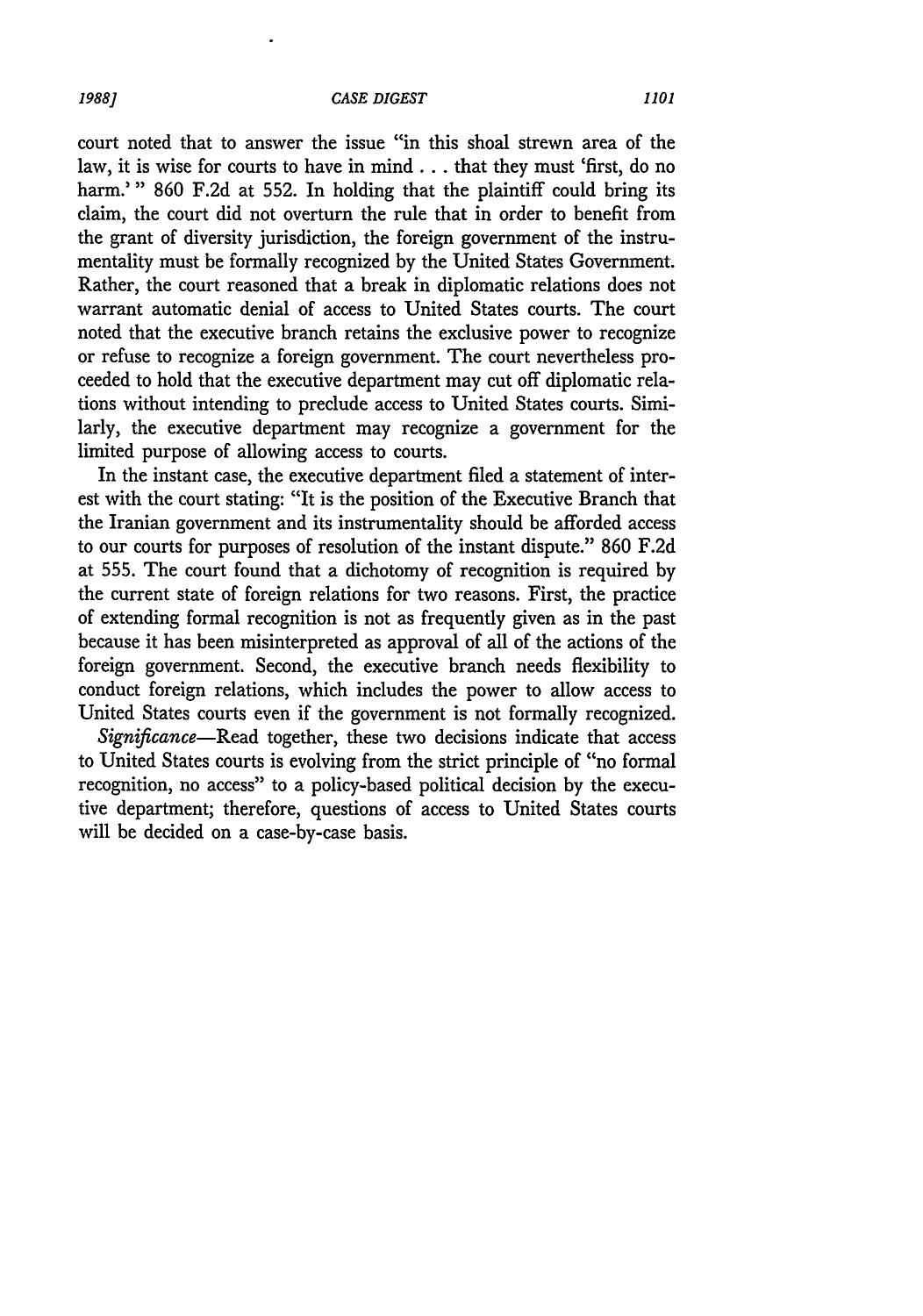court noted that to answer the issue "in this shoal strewn area of the law, it is wise for courts to have in mind . . . that they must 'first, do no harm.' " 860 F.2d at 552. In holding that the plaintiff could bring its claim, the court did not overturn the rule that in order to benefit from the grant of diversity jurisdiction, the foreign government of the instrumentality must be formally recognized by the United States Government. Rather, the court reasoned that a break in diplomatic relations does not warrant automatic denial of access to United States courts. The court noted that the executive branch retains the exclusive power to recognize or refuse to recognize a foreign government. The court nevertheless proceeded to hold that the executive department may cut off diplomatic relations without intending to preclude access to United States courts. Similarly, the executive department may recognize a government for the limited purpose of allowing access to courts.

In the instant case, the executive department filed a statement of interest with the court stating: "It is the position of the Executive Branch that the Iranian government and its instrumentality should be afforded access to our courts for purposes of resolution of the instant dispute." 860 F.2d at 555. The court found that a dichotomy of recognition is required by the current state of foreign relations for two reasons. First, the practice of extending formal recognition is not as frequently given as in the past because it has been misinterpreted as approval of all of the actions of the foreign government. Second, the executive branch needs flexibility to conduct foreign relations, which includes the power to allow access to United States courts even if the government is not formally recognized.

*Significance*—Read together, these two decisions indicate that access to United States courts is evolving from the strict principle of "no formal recognition, no access" to a policy-based political decision by the executive department; therefore, questions of access to United States courts will be decided on a case-by-case basis.